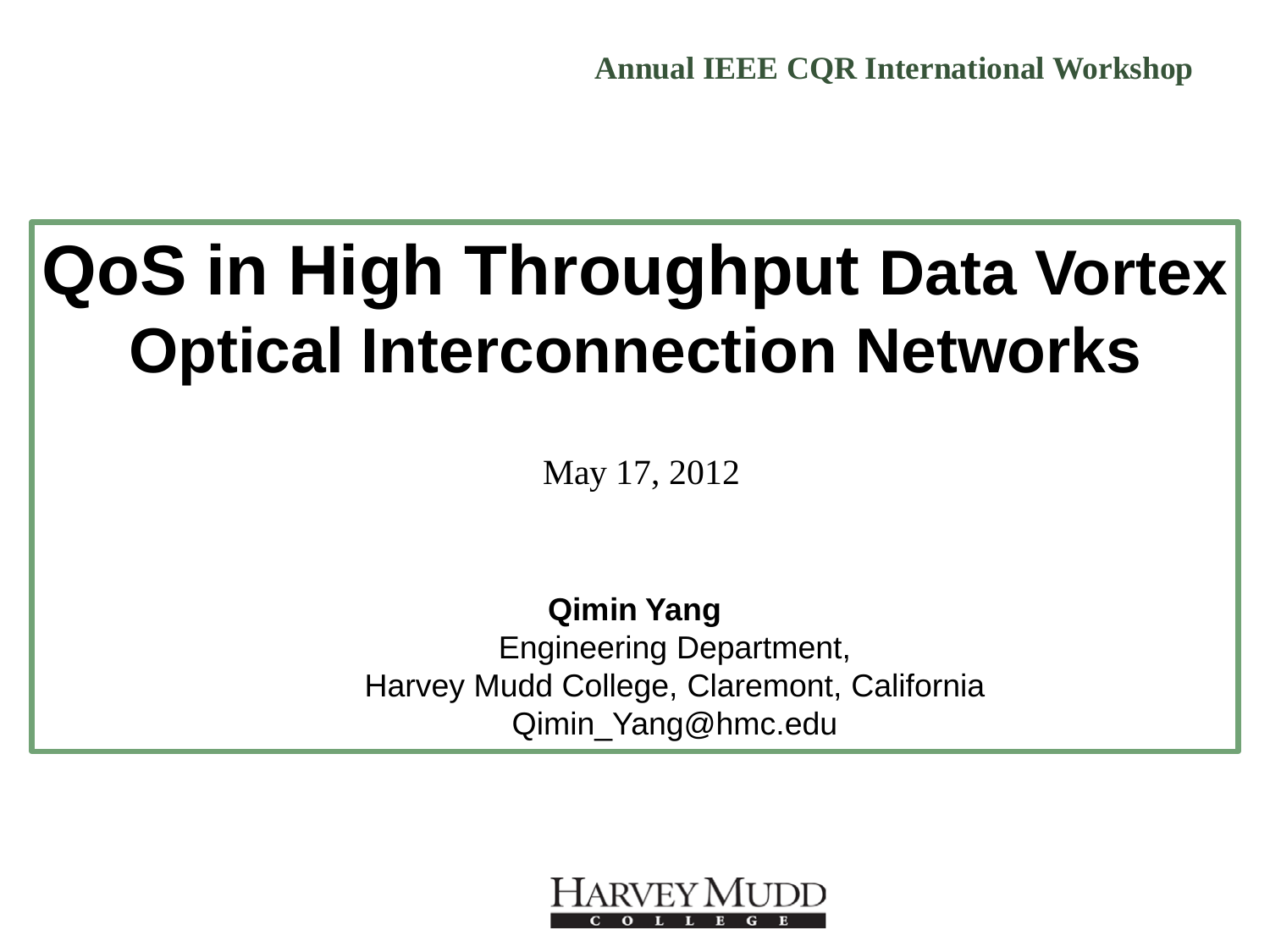Annual IEEE CQR International Workshop

# QoS in High Throughput Data Vortex Optical Interconnection Networks

May 17, 2012

**Qimin Yang**

Engineering Department,

Harvey Mudd College, Claremont, California

Qimin_Yang@hmc.edu

HARVEY MUDD COLLEGE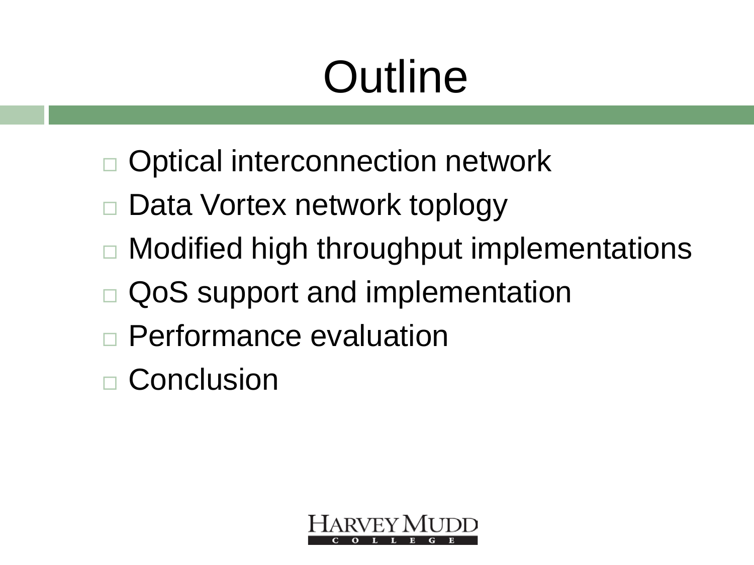# Outline

- Optical interconnection network
- Data Vortex network toplogy
- Modified high throughput implementations
- QoS support and implementation
- Performance evaluation
- Conclusion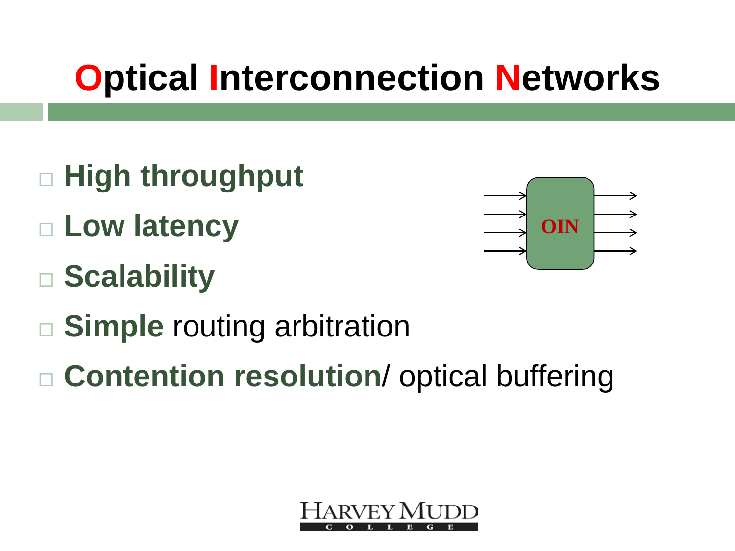# Optical Interconnection Networks

- **High throughput**
- **Low latency**
- **Scalability**
- **Simple** routing arbitration
- **Contention resolution**/ optical buffering

OIN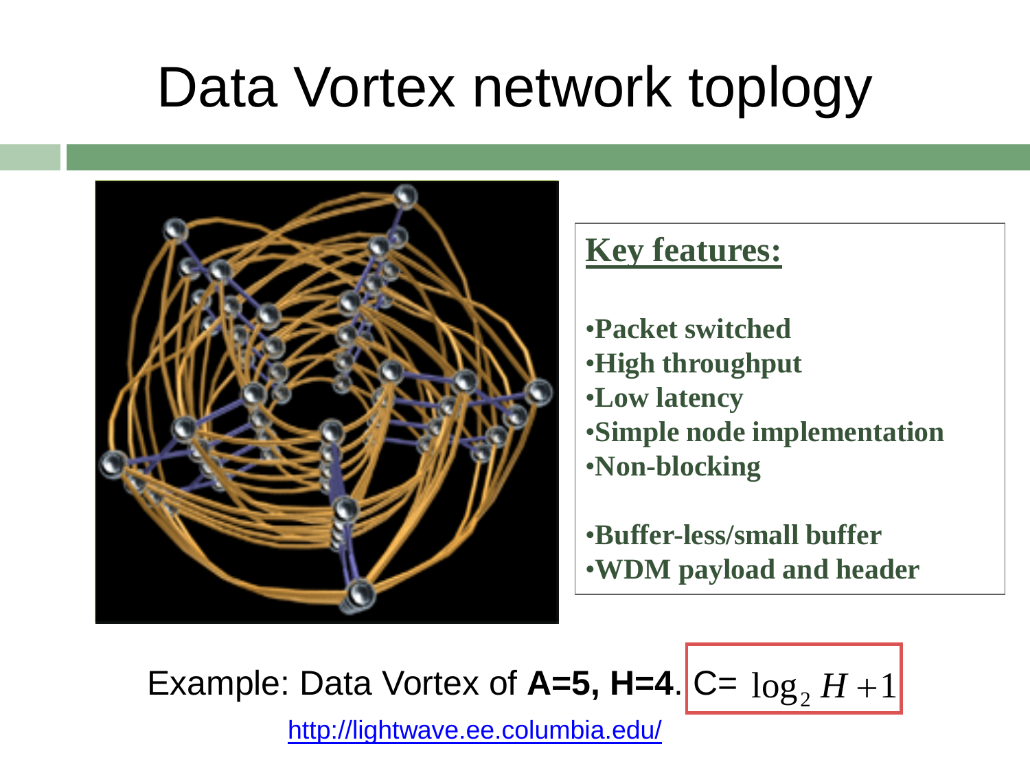# Data Vortex network toplogy

**Key features:**

- **Packet switched**
- **High throughput**
- **Low latency**
- **Simple node implementation**
- **Non-blocking**

- **Buffer-less/small buffer**
- **WDM payload and header**

Example: Data Vortex of **A=5, H=4**. C= $\log_2 H + 1$

http://lightwave.ee.columbia.edu/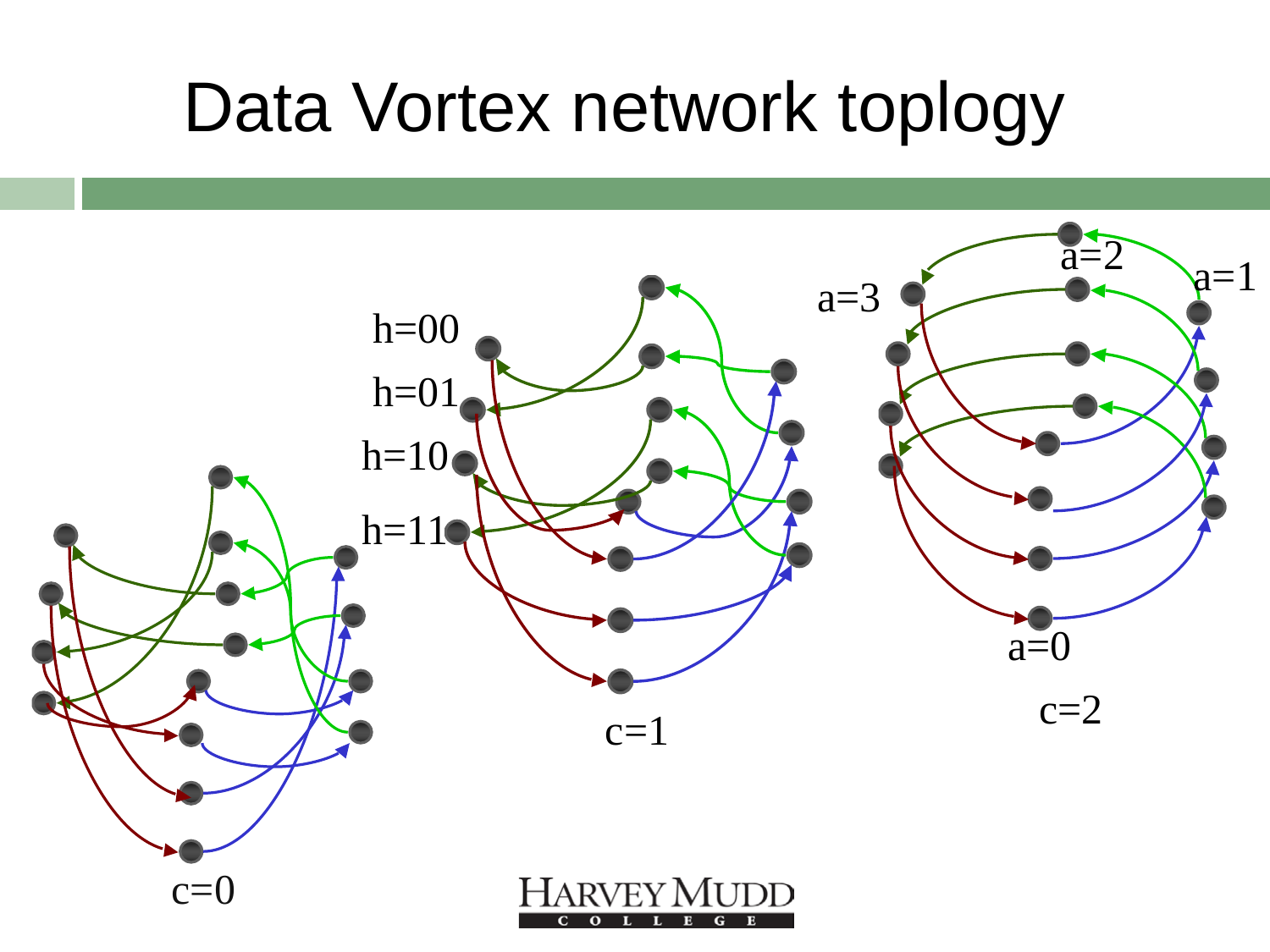# Data Vortex network toplogy

h=00

h=01

h=10

h=11

a=3

a=2

a=1

a=0

c=0

c=1

c=2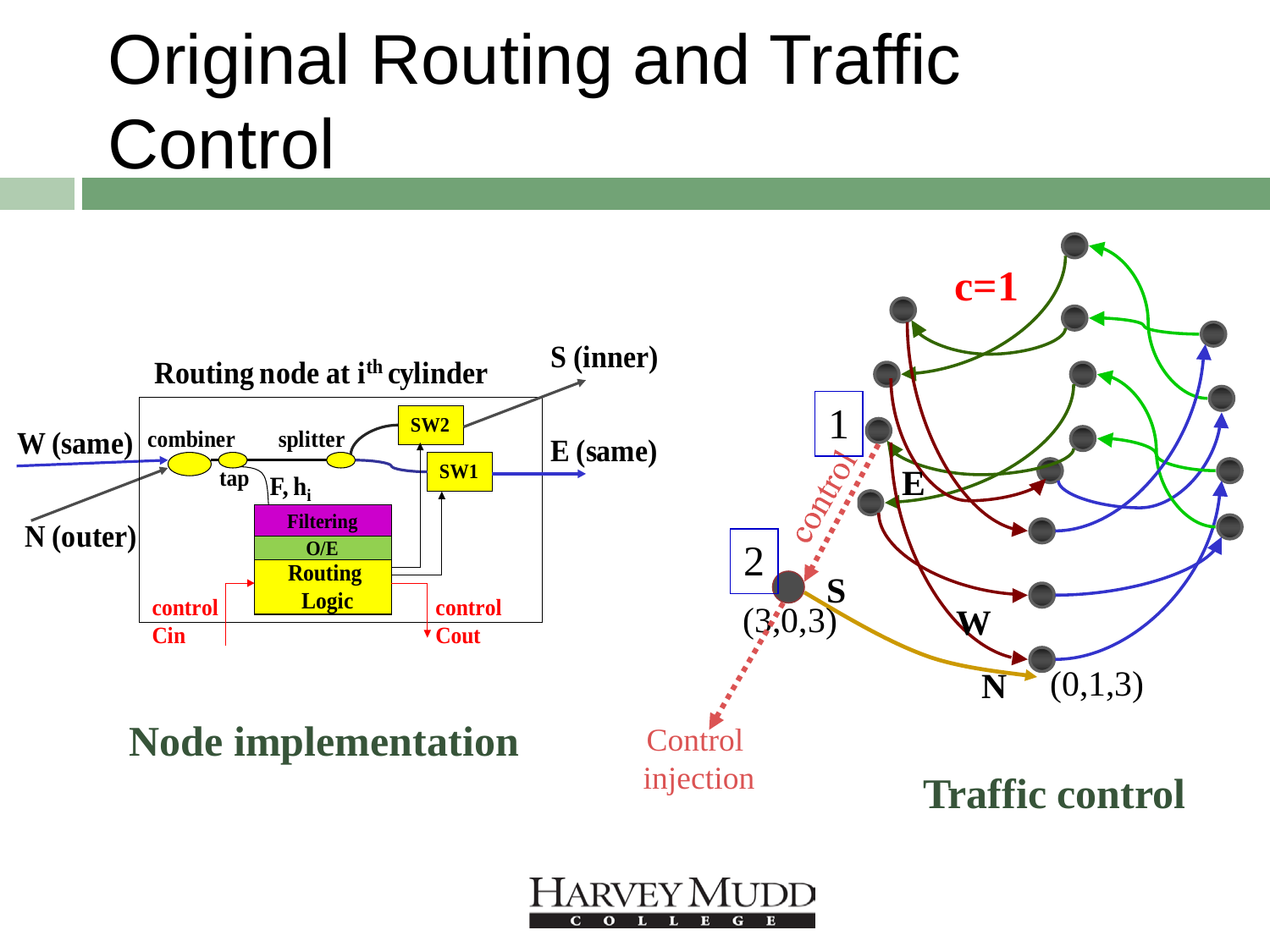# Original Routing and Traffic Control

Routing node at $i^{th}$ cylinder

W (same)

N (outer)

combiner

tap

splitter

SW2

SW1

S (inner)

E (same)

$F, h_i$

Filtering

O/E

Routing Logic

control Cin

control Cout

**Node implementation**

c=1

1

2

control

E

S

W

N

(3,0,3)

(0,1,3)

Control injection

**Traffic control**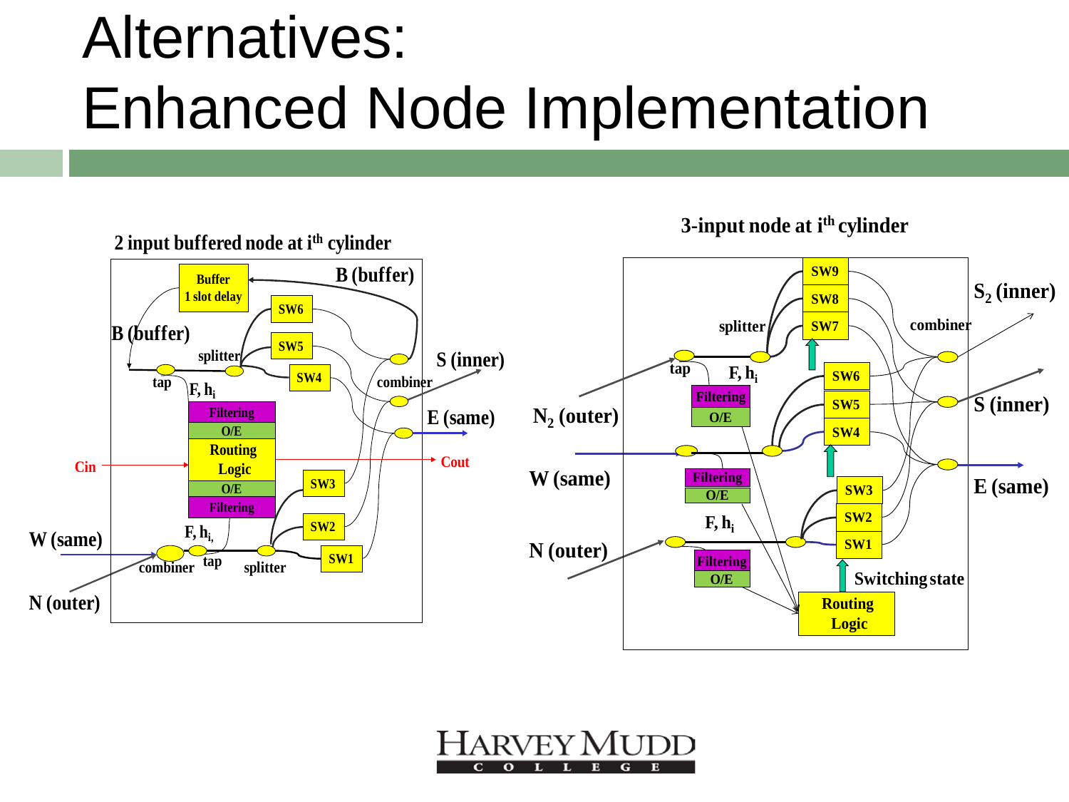# Alternatives: Enhanced Node Implementation

**2 input buffered node at $i^{th}$ cylinder**

Buffer 1 slot delay, B (buffer), B (buffer), SW6, SW5, SW4, splitter, tap, $F, h_i$, combiner, S (inner), E (same), Filtering, O/E, Routing Logic, O/E, Filtering, Cin, Cout, SW3, SW2, SW1, $F, h_i$, W (same), combiner, tap, splitter, N (outer)

**3-input node at $i^{th}$ cylinder**

SW9, SW8, SW7, splitter, combiner, $S_2$ (inner), tap, $F, h_i$, Filtering, O/E, SW6, SW5, SW4, $N_2$ (outer), S (inner), W (same), Filtering, O/E, E (same), SW3, SW2, SW1, $F, h_i$, N (outer), Filtering, O/E, Switching state, Routing Logic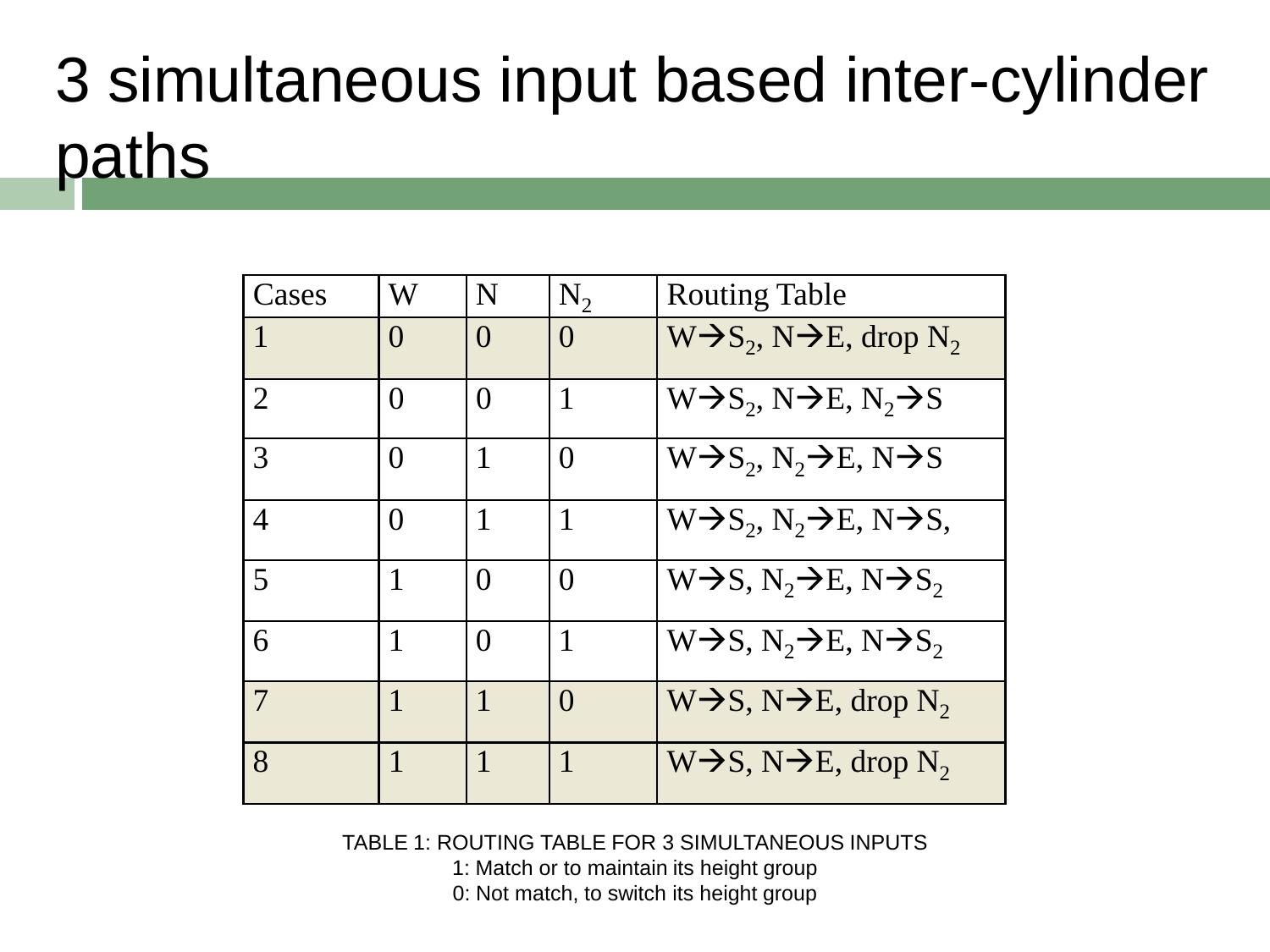# 3 simultaneous input based inter-cylinder paths

| Cases | W | N | $N_2$ | Routing Table |
|---|---|---|---|---|
| 1 | 0 | 0 | 0 | $W \rightarrow S_2$, $N \rightarrow E$, drop $N_2$ |
| 2 | 0 | 0 | 1 | $W \rightarrow S_2$, $N \rightarrow E$, $N_2 \rightarrow S$ |
| 3 | 0 | 1 | 0 | $W \rightarrow S_2$, $N_2 \rightarrow E$, $N \rightarrow S$ |
| 4 | 0 | 1 | 1 | $W \rightarrow S_2$, $N_2 \rightarrow E$, $N \rightarrow S$, |
| 5 | 1 | 0 | 0 | $W \rightarrow S$, $N_2 \rightarrow E$, $N \rightarrow S_2$ |
| 6 | 1 | 0 | 1 | $W \rightarrow S$, $N_2 \rightarrow E$, $N \rightarrow S_2$ |
| 7 | 1 | 1 | 0 | $W \rightarrow S$, $N \rightarrow E$, drop $N_2$ |
| 8 | 1 | 1 | 1 | $W \rightarrow S$, $N \rightarrow E$, drop $N_2$ |

TABLE 1: ROUTING TABLE FOR 3 SIMULTANEOUS INPUTS

1: Match or to maintain its height group

0: Not match, to switch its height group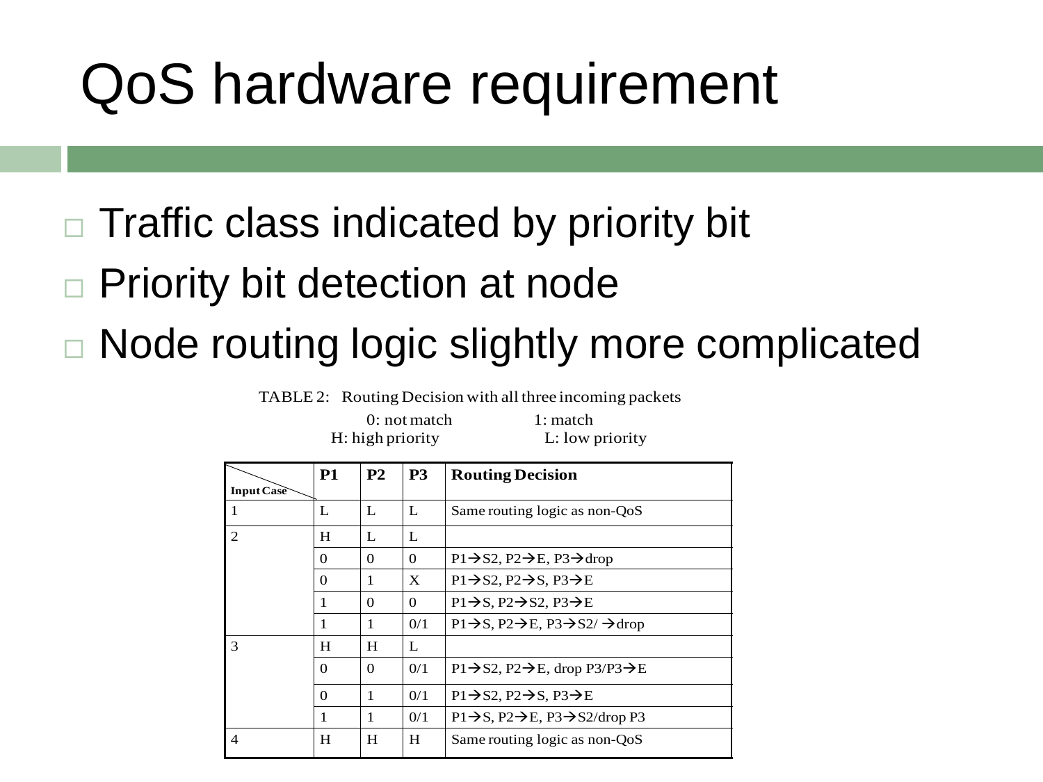# QoS hardware requirement

- Traffic class indicated by priority bit
- Priority bit detection at node
- Node routing logic slightly more complicated

TABLE 2: Routing Decision with all three incoming packets

0: not match 1: match
H: high priority L: low priority

| Input Case | P1 | P2 | P3 | Routing Decision |
|---|---|---|---|---|
| 1 | L | L | L | Same routing logic as non-QoS |
| 2 | H | L | L | |
| | 0 | 0 | 0 | P1→S2, P2→E, P3→drop |
| | 0 | 1 | X | P1→S2, P2→S, P3→E |
| | 1 | 0 | 0 | P1→S, P2→S2, P3→E |
| | 1 | 1 | 0/1 | P1→S, P2→E, P3→S2/ →drop |
| 3 | H | H | L | |
| | 0 | 0 | 0/1 | P1→S2, P2→E, drop P3/P3→E |
| | 0 | 1 | 0/1 | P1→S2, P2→S, P3→E |
| | 1 | 1 | 0/1 | P1→S, P2→E, P3→S2/drop P3 |
| 4 | H | H | H | Same routing logic as non-QoS |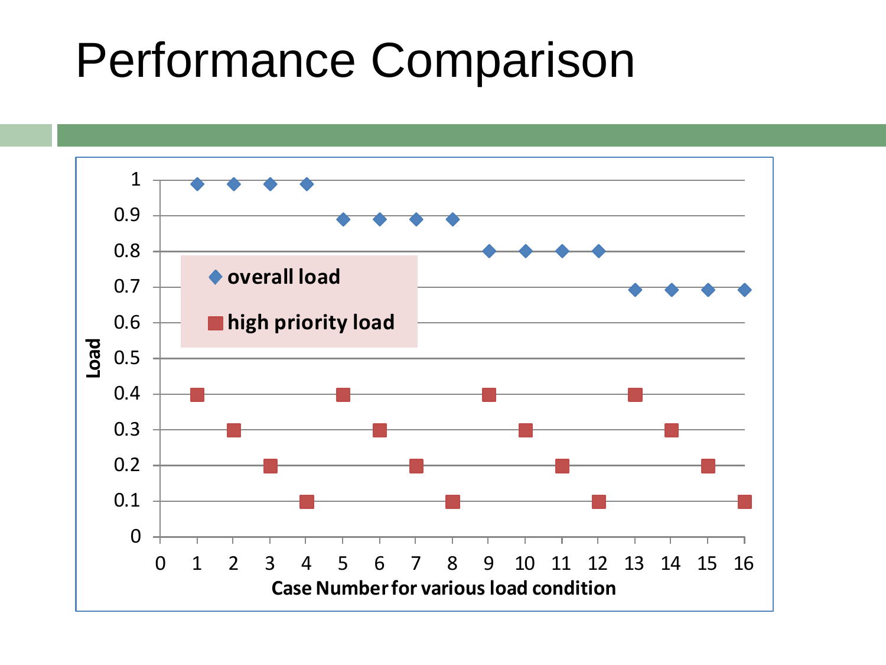# Performance Comparison

| Case Number for various load condition | overall load | high priority load |
|---|---|---|
| 1 | 0.99 | 0.4 |
| 2 | 0.99 | 0.3 |
| 3 | 0.99 | 0.2 |
| 4 | 0.99 | 0.1 |
| 5 | 0.89 | 0.4 |
| 6 | 0.89 | 0.3 |
| 7 | 0.89 | 0.2 |
| 8 | 0.89 | 0.1 |
| 9 | 0.8 | 0.4 |
| 10 | 0.8 | 0.3 |
| 11 | 0.8 | 0.2 |
| 12 | 0.8 | 0.1 |
| 13 | 0.69 | 0.4 |
| 14 | 0.69 | 0.3 |
| 15 | 0.69 | 0.2 |
| 16 | 0.69 | 0.1 |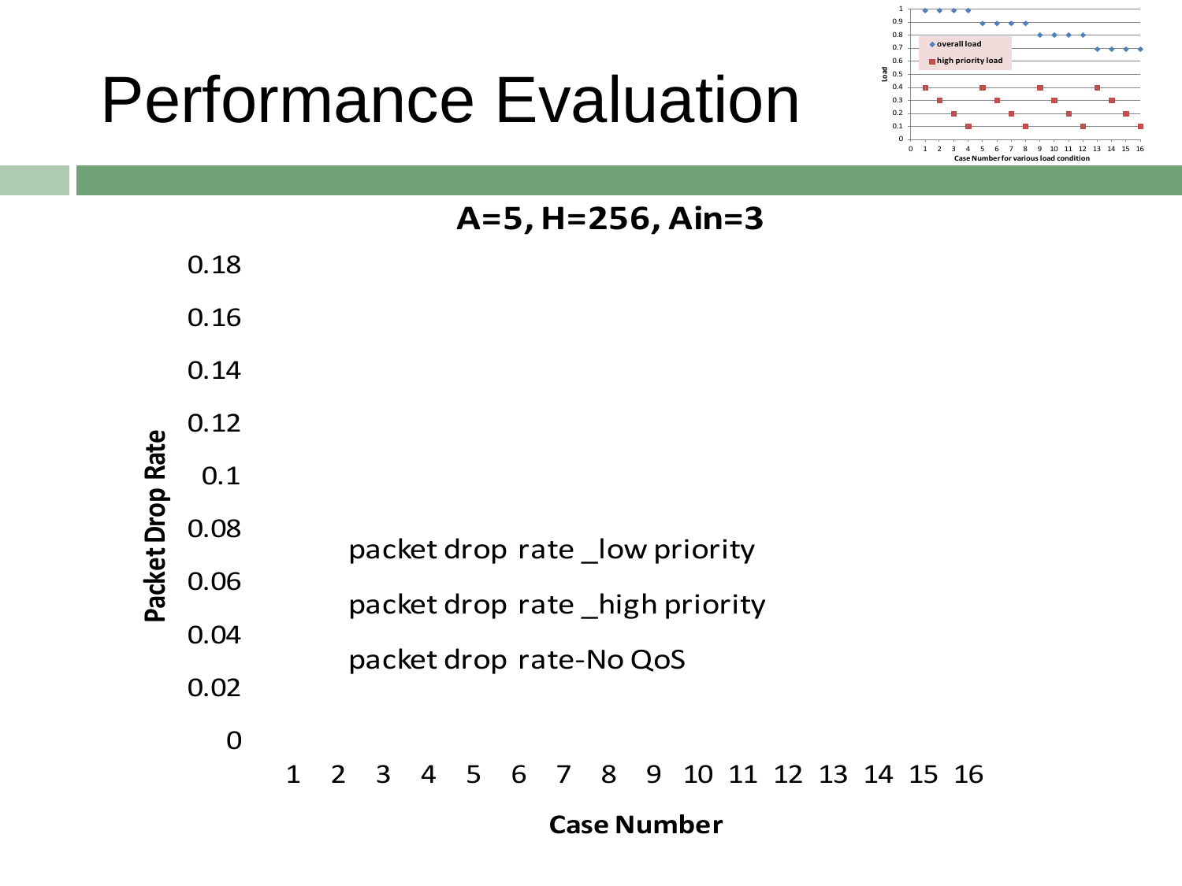# Performance Evaluation

**A=5, H=256, Ain=3**

Packet Drop Rate: 0, 0.02, 0.04, 0.06, 0.08, 0.1, 0.12, 0.14, 0.16, 0.18

Legend:
- packet drop rate _low priority
- packet drop rate _high priority
- packet drop rate-No QoS

Case Number: 1, 2, 3, 4, 5, 6, 7, 8, 9, 10, 11, 12, 13, 14, 15, 16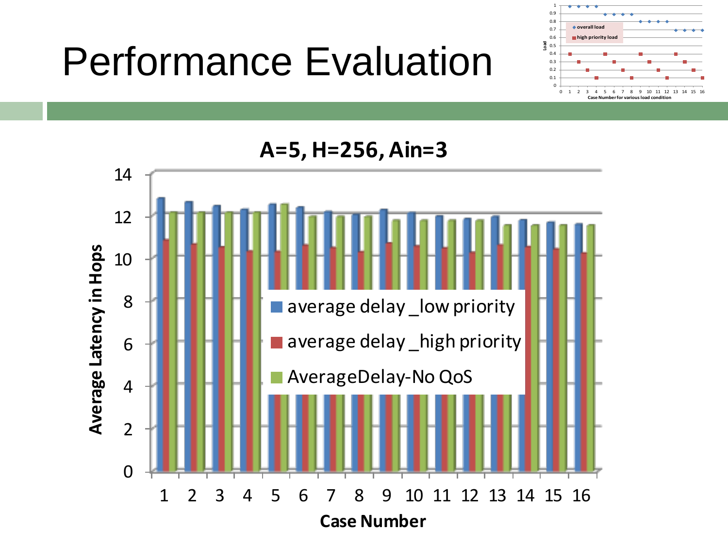# Performance Evaluation

**A=5, H=256, Ain=3**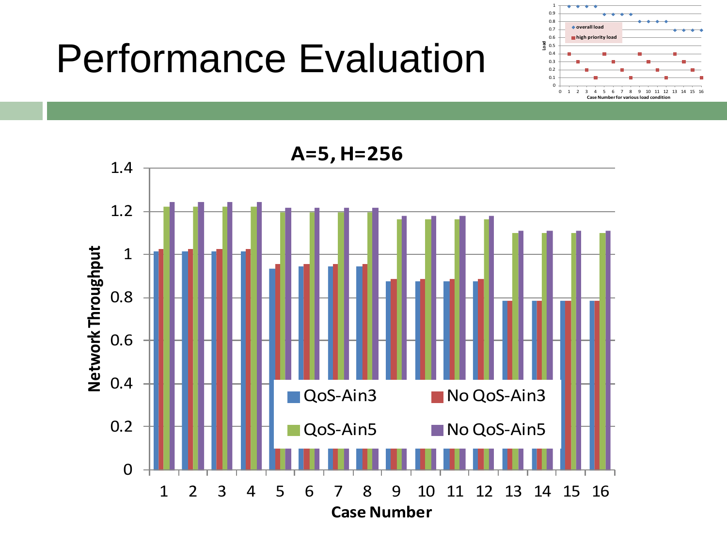# Performance Evaluation

**A=5, H=256**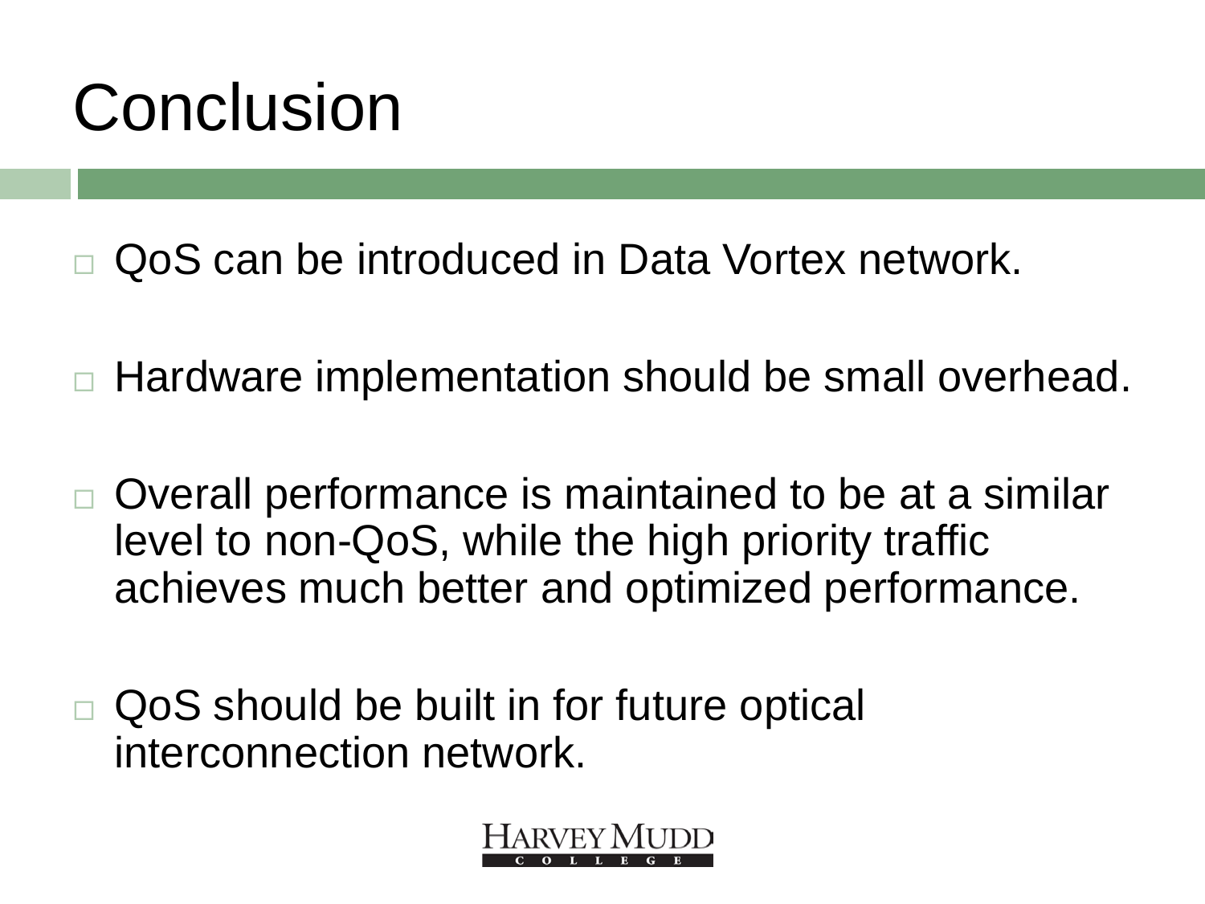# Conclusion

- QoS can be introduced in Data Vortex network.
- Hardware implementation should be small overhead.
- Overall performance is maintained to be at a similar level to non-QoS, while the high priority traffic achieves much better and optimized performance.
- QoS should be built in for future optical interconnection network.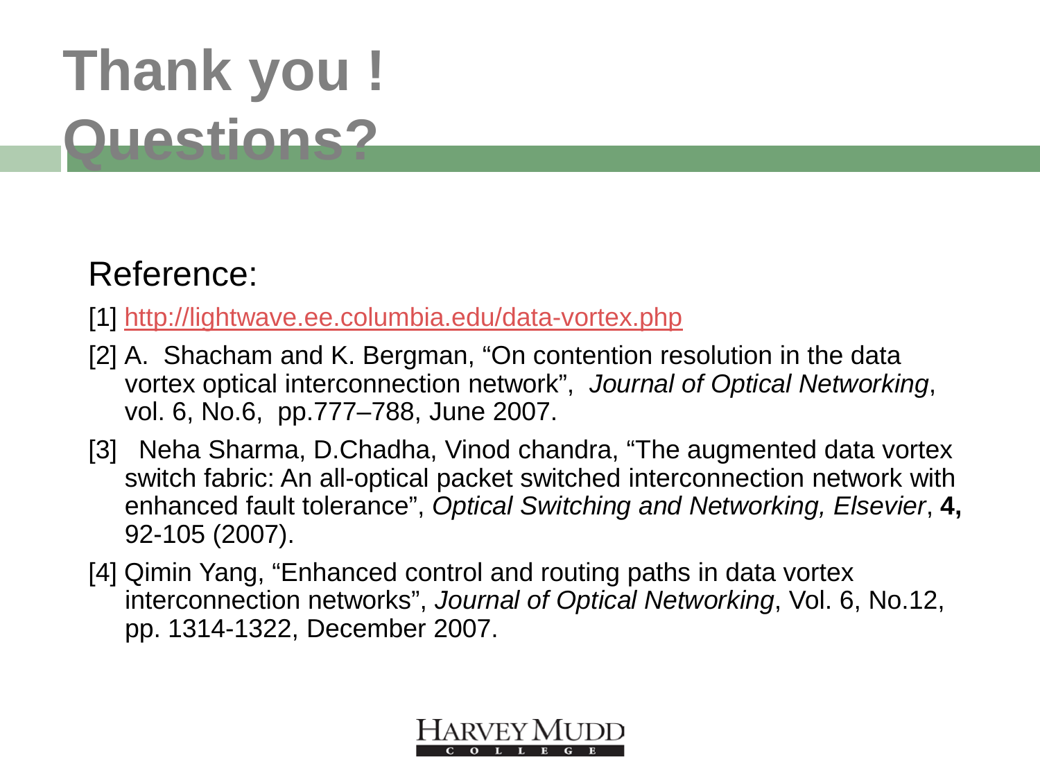# Thank you ! Questions?

## Reference:

[1] http://lightwave.ee.columbia.edu/data-vortex.php

[2] A. Shacham and K. Bergman, “On contention resolution in the data vortex optical interconnection network”, *Journal of Optical Networking*, vol. 6, No.6, pp.777–788, June 2007.

[3] Neha Sharma, D.Chadha, Vinod chandra, “The augmented data vortex switch fabric: An all-optical packet switched interconnection network with enhanced fault tolerance”, *Optical Switching and Networking, Elsevier*, **4,** 92-105 (2007).

[4] Qimin Yang, “Enhanced control and routing paths in data vortex interconnection networks”, *Journal of Optical Networking*, Vol. 6, No.12, pp. 1314-1322, December 2007.

HARVEY MUDD COLLEGE